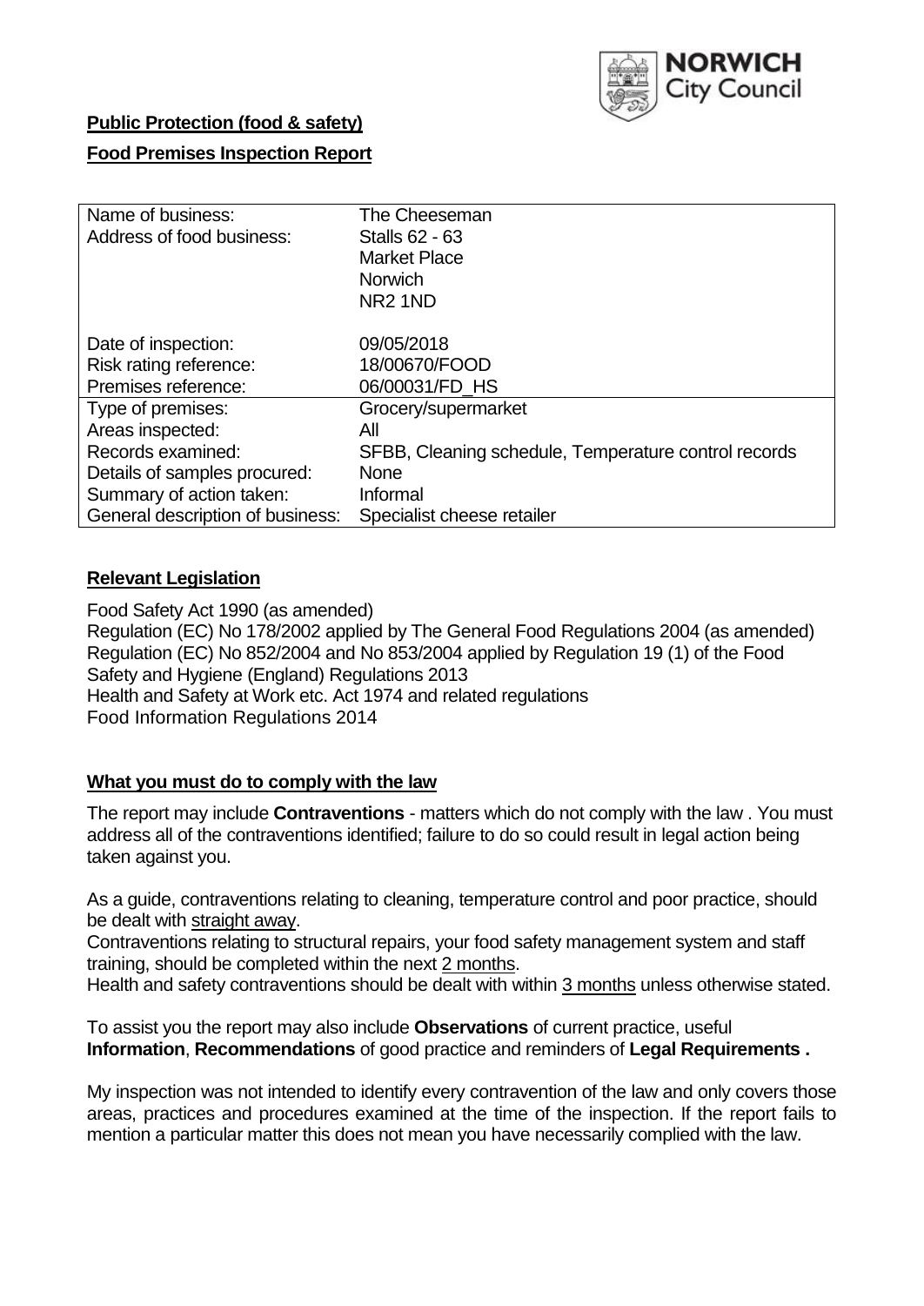**Public Protection (food & safety)**

**Food Premises Inspection Report**

| | |
|---|---|
| Name of business: | The Cheeseman |
| Address of food business: | Stalls 62 - 63<br>Market Place<br>Norwich<br>NR2 1ND |
| Date of inspection: | 09/05/2018 |
| Risk rating reference: | 18/00670/FOOD |
| Premises reference: | 06/00031/FD_HS |
| Type of premises: | Grocery/supermarket |
| Areas inspected: | All |
| Records examined: | SFBB, Cleaning schedule, Temperature control records |
| Details of samples procured: | None |
| Summary of action taken: | Informal |
| General description of business: | Specialist cheese retailer |

## Relevant Legislation

Food Safety Act 1990 (as amended)
Regulation (EC) No 178/2002 applied by The General Food Regulations 2004 (as amended)
Regulation (EC) No 852/2004 and No 853/2004 applied by Regulation 19 (1) of the Food Safety and Hygiene (England) Regulations 2013
Health and Safety at Work etc. Act 1974 and related regulations
Food Information Regulations 2014

## What you must do to comply with the law

The report may include **Contraventions** - matters which do not comply with the law . You must address all of the contraventions identified; failure to do so could result in legal action being taken against you.

As a guide, contraventions relating to cleaning, temperature control and poor practice, should be dealt with straight away.
Contraventions relating to structural repairs, your food safety management system and staff training, should be completed within the next 2 months.
Health and safety contraventions should be dealt with within 3 months unless otherwise stated.

To assist you the report may also include **Observations** of current practice, useful **Information**, **Recommendations** of good practice and reminders of **Legal Requirements .**

My inspection was not intended to identify every contravention of the law and only covers those areas, practices and procedures examined at the time of the inspection. If the report fails to mention a particular matter this does not mean you have necessarily complied with the law.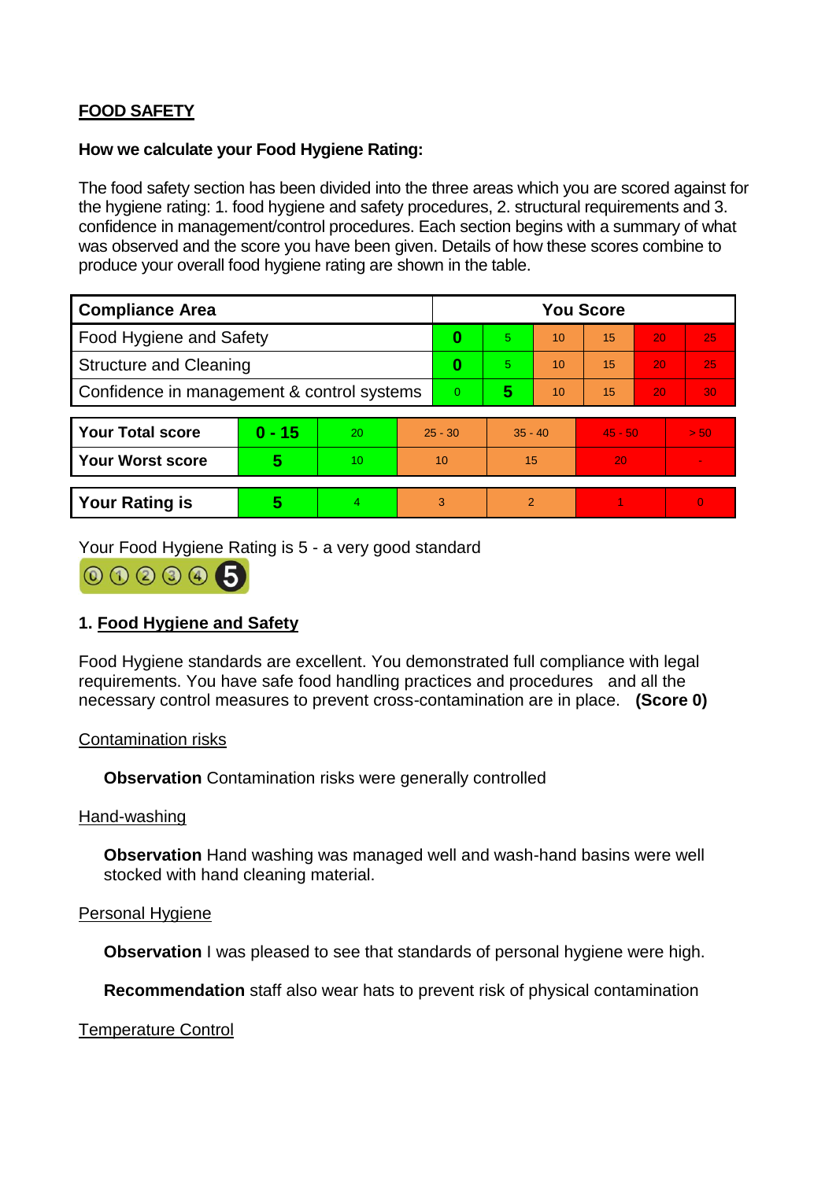**FOOD SAFETY**

**How we calculate your Food Hygiene Rating:**

The food safety section has been divided into the three areas which you are scored against for the hygiene rating: 1. food hygiene and safety procedures, 2. structural requirements and 3. confidence in management/control procedures. Each section begins with a summary of what was observed and the score you have been given. Details of how these scores combine to produce your overall food hygiene rating are shown in the table.

| Compliance Area | You Score | | | | | |
|---|---|---|---|---|---|---|
| Food Hygiene and Safety | **0** | 5 | 10 | 15 | 20 | 25 |
| Structure and Cleaning | **0** | 5 | 10 | 15 | 20 | 25 |
| Confidence in management & control systems | 0 | **5** | 10 | 15 | 20 | 30 |

| | | | | | | |
|---|---|---|---|---|---|---|
| **Your Total score** | **0 - 15** | 20 | 25 - 30 | 35 - 40 | 45 - 50 | > 50 |
| **Your Worst score** | **5** | 10 | 10 | 15 | 20 | - |

| | | | | | | |
|---|---|---|---|---|---|---|
| **Your Rating is** | **5** | 4 | 3 | 2 | 1 | 0 |

Your Food Hygiene Rating is 5 - a very good standard

## 1. Food Hygiene and Safety

Food Hygiene standards are excellent. You demonstrated full compliance with legal requirements. You have safe food handling practices and procedures and all the necessary control measures to prevent cross-contamination are in place. **(Score 0)**

Contamination risks

**Observation** Contamination risks were generally controlled

Hand-washing

**Observation** Hand washing was managed well and wash-hand basins were well stocked with hand cleaning material.

Personal Hygiene

**Observation** I was pleased to see that standards of personal hygiene were high.

**Recommendation** staff also wear hats to prevent risk of physical contamination

Temperature Control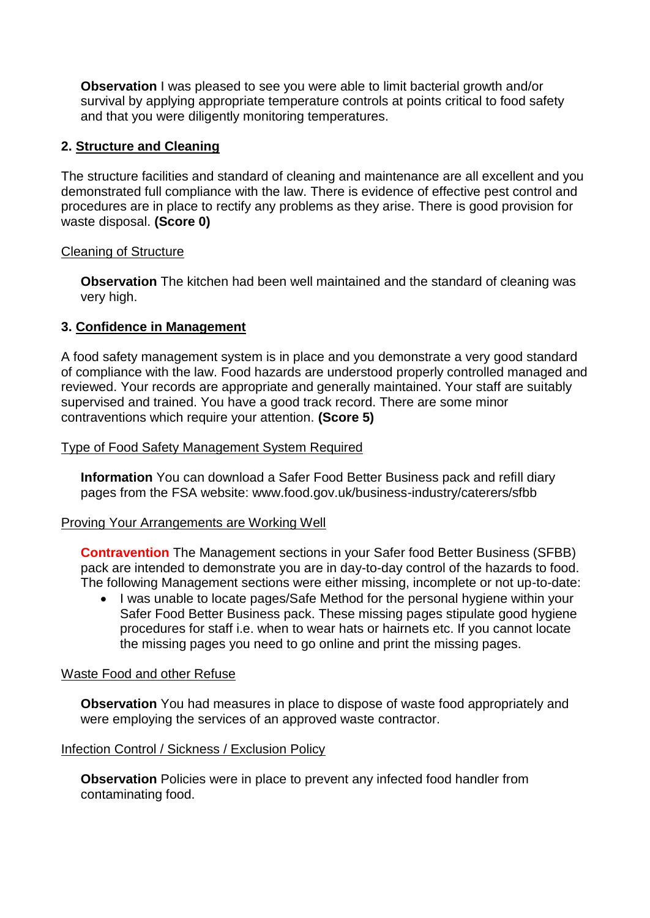**Observation** I was pleased to see you were able to limit bacterial growth and/or survival by applying appropriate temperature controls at points critical to food safety and that you were diligently monitoring temperatures.

### 2. Structure and Cleaning

The structure facilities and standard of cleaning and maintenance are all excellent and you demonstrated full compliance with the law. There is evidence of effective pest control and procedures are in place to rectify any problems as they arise. There is good provision for waste disposal. **(Score 0)**

Cleaning of Structure

**Observation** The kitchen had been well maintained and the standard of cleaning was very high.

### 3. Confidence in Management

A food safety management system is in place and you demonstrate a very good standard of compliance with the law. Food hazards are understood properly controlled managed and reviewed. Your records are appropriate and generally maintained. Your staff are suitably supervised and trained. You have a good track record. There are some minor contraventions which require your attention. **(Score 5)**

Type of Food Safety Management System Required

**Information** You can download a Safer Food Better Business pack and refill diary pages from the FSA website: www.food.gov.uk/business-industry/caterers/sfbb

Proving Your Arrangements are Working Well

**Contravention** The Management sections in your Safer food Better Business (SFBB) pack are intended to demonstrate you are in day-to-day control of the hazards to food. The following Management sections were either missing, incomplete or not up-to-date:

- I was unable to locate pages/Safe Method for the personal hygiene within your Safer Food Better Business pack. These missing pages stipulate good hygiene procedures for staff i.e. when to wear hats or hairnets etc. If you cannot locate the missing pages you need to go online and print the missing pages.

Waste Food and other Refuse

**Observation** You had measures in place to dispose of waste food appropriately and were employing the services of an approved waste contractor.

Infection Control / Sickness / Exclusion Policy

**Observation** Policies were in place to prevent any infected food handler from contaminating food.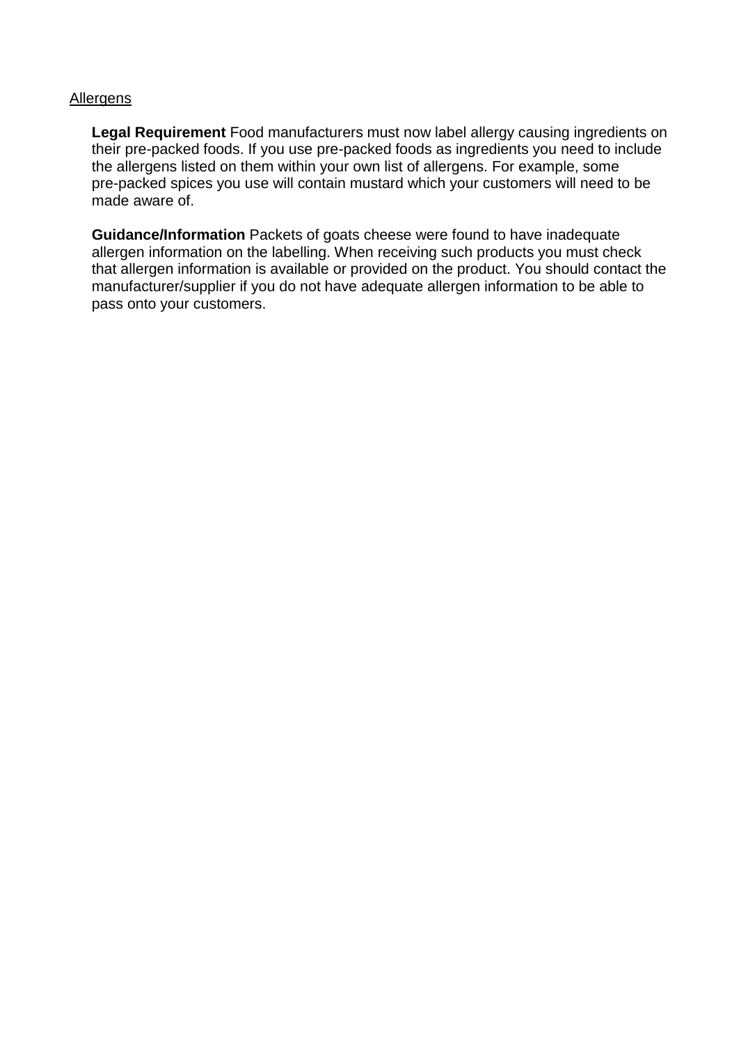<u>Allergens</u>

**Legal Requirement** Food manufacturers must now label allergy causing ingredients on their pre-packed foods. If you use pre-packed foods as ingredients you need to include the allergens listed on them within your own list of allergens. For example, some pre-packed spices you use will contain mustard which your customers will need to be made aware of.

**Guidance/Information** Packets of goats cheese were found to have inadequate allergen information on the labelling. When receiving such products you must check that allergen information is available or provided on the product. You should contact the manufacturer/supplier if you do not have adequate allergen information to be able to pass onto your customers.